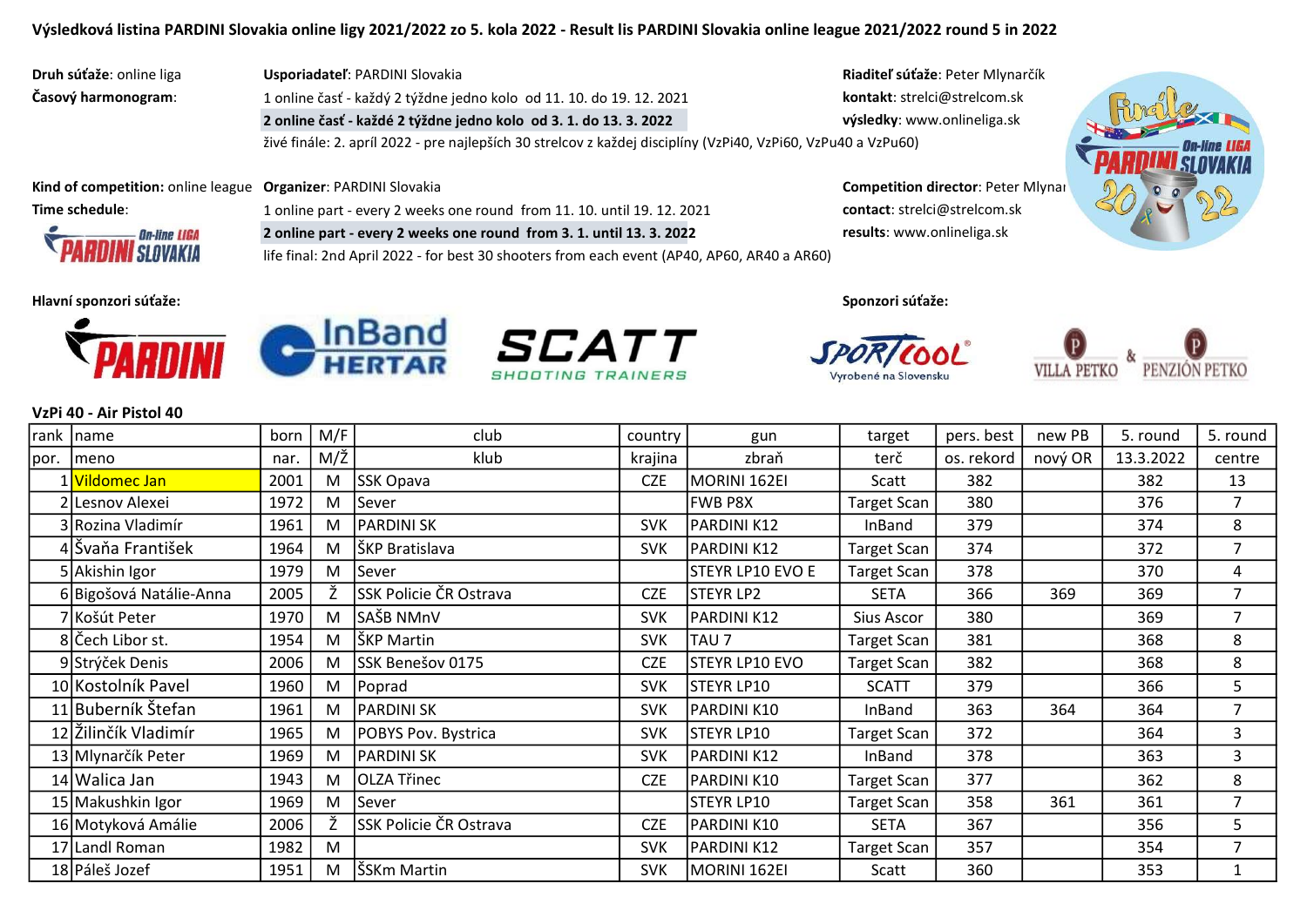# Výsledková listina PARDINI Slovakia online ligy 2021/2022 zo 5. kola 2022 - Result lis PARDINI Slovakia online league 2021/2022 round 5 in 2022

**Druh súťaže**: online liga
**Časový harmonogram**:

**Usporiadateľ**: PARDINI Slovakia
1 online časť - každý 2 týždne jedno kolo od 11. 10. do 19. 12. 2021
**2 online časť - každé 2 týždne jedno kolo od 3. 1. do 13. 3. 2022**
živé finále: 2. apríl 2022 - pre najlepších 30 strelcov z každej disciplíny (VzPi40, VzPi60, VzPu40 a VzPu60)

**Riaditeľ súťaže**: Peter Mlynarčík
**kontakt**: strelci@strelcom.sk
**výsledky**: www.onlineliga.sk

**Kind of competition:** online league
**Time schedule**:

**Organizer**: PARDINI Slovakia
1 online part - every 2 weeks one round from 11. 10. until 19. 12. 2021
**2 online part - every 2 weeks one round from 3. 1. until 13. 3. 2022**
life final: 2nd April 2022 - for best 30 shooters from each event (AP40, AP60, AR40 a AR60)

**Competition director**: Peter Mlynarčík
**contact**: strelci@strelcom.sk
**results**: www.onlineliga.sk

**Hlavní sponzori súťaže:**

**Sponzori súťaže:**

**VzPi 40 - Air Pistol 40**

| rank | name | born | M/F | club | country | gun | target | pers. best | new PB | 5. round | 5. round |
|---|---|---|---|---|---|---|---|---|---|---|---|
| por. | meno | nar. | M/Ž | klub | krajina | zbraň | terč | os. rekord | nový OR | 13.3.2022 | centre |
| 1 | Vildomec Jan | 2001 | M | SSK Opava | CZE | MORINI 162EI | Scatt | 382 | | 382 | 13 |
| 2 | Lesnov Alexei | 1972 | M | Sever | | FWB P8X | Target Scan | 380 | | 376 | 7 |
| 3 | Rozina Vladimír | 1961 | M | PARDINI SK | SVK | PARDINI K12 | InBand | 379 | | 374 | 8 |
| 4 | Švaňa František | 1964 | M | ŠKP Bratislava | SVK | PARDINI K12 | Target Scan | 374 | | 372 | 7 |
| 5 | Akishin Igor | 1979 | M | Sever | | STEYR LP10 EVO E | Target Scan | 378 | | 370 | 4 |
| 6 | Bigošová Natálie-Anna | 2005 | Ž | SSK Policie ČR Ostrava | CZE | STEYR LP2 | SETA | 366 | 369 | 369 | 7 |
| 7 | Košút Peter | 1970 | M | SAŠB NMnV | SVK | PARDINI K12 | Sius Ascor | 380 | | 369 | 7 |
| 8 | Čech Libor st. | 1954 | M | ŠKP Martin | SVK | TAU 7 | Target Scan | 381 | | 368 | 8 |
| 9 | Strýček Denis | 2006 | M | SSK Benešov 0175 | CZE | STEYR LP10 EVO | Target Scan | 382 | | 368 | 8 |
| 10 | Kostolník Pavel | 1960 | M | Poprad | SVK | STEYR LP10 | SCATT | 379 | | 366 | 5 |
| 11 | Buberník Štefan | 1961 | M | PARDINI SK | SVK | PARDINI K10 | InBand | 363 | 364 | 364 | 7 |
| 12 | Žilinčík Vladimír | 1965 | M | POBYS Pov. Bystrica | SVK | STEYR LP10 | Target Scan | 372 | | 364 | 3 |
| 13 | Mlynarčík Peter | 1969 | M | PARDINI SK | SVK | PARDINI K12 | InBand | 378 | | 363 | 3 |
| 14 | Walica Jan | 1943 | M | OLZA Třinec | CZE | PARDINI K10 | Target Scan | 377 | | 362 | 8 |
| 15 | Makushkin Igor | 1969 | M | Sever | | STEYR LP10 | Target Scan | 358 | 361 | 361 | 7 |
| 16 | Motyková Amálie | 2006 | Ž | SSK Policie ČR Ostrava | CZE | PARDINI K10 | SETA | 367 | | 356 | 5 |
| 17 | Landl Roman | 1982 | M | | SVK | PARDINI K12 | Target Scan | 357 | | 354 | 7 |
| 18 | Páleš Jozef | 1951 | M | ŠSKm Martin | SVK | MORINI 162EI | Scatt | 360 | | 353 | 1 |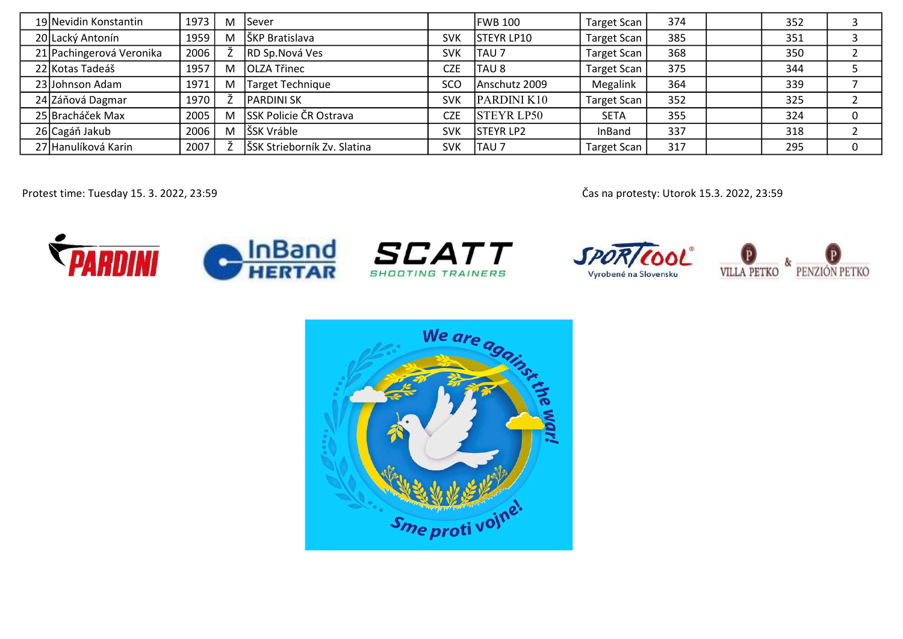| | | | | | | | | | | | |
|---|---|---|---|---|---|---|---|---|---|---|---|
| 19 | Nevidin Konstantin | 1973 | M | Sever | | FWB 100 | Target Scan | 374 | | 352 | 3 |
| 20 | Lacký Antonín | 1959 | M | ŠKP Bratislava | SVK | STEYR LP10 | Target Scan | 385 | | 351 | 3 |
| 21 | Pachingerová Veronika | 2006 | Ž | RD Sp.Nová Ves | SVK | TAU 7 | Target Scan | 368 | | 350 | 2 |
| 22 | Kotas Tadeáš | 1957 | M | OLZA Třinec | CZE | TAU 8 | Target Scan | 375 | | 344 | 5 |
| 23 | Johnson Adam | 1971 | M | Target Technique | SCO | Anschutz 2009 | Megalink | 364 | | 339 | 7 |
| 24 | Záňová Dagmar | 1970 | Ž | PARDINI SK | SVK | PARDINI K10 | Target Scan | 352 | | 325 | 2 |
| 25 | Bracháček Max | 2005 | M | SSK Policie ČR Ostrava | CZE | STEYR LP50 | SETA | 355 | | 324 | 0 |
| 26 | Cagáň Jakub | 2006 | M | ŠSK Vráble | SVK | STEYR LP2 | InBand | 337 | | 318 | 2 |
| 27 | Hanulíková Karin | 2007 | Ž | ŠSK Strieborník Zv. Slatina | SVK | TAU 7 | Target Scan | 317 | | 295 | 0 |

Protest time: Tuesday 15. 3. 2022, 23:59

Čas na protesty: Utorok 15.3. 2022, 23:59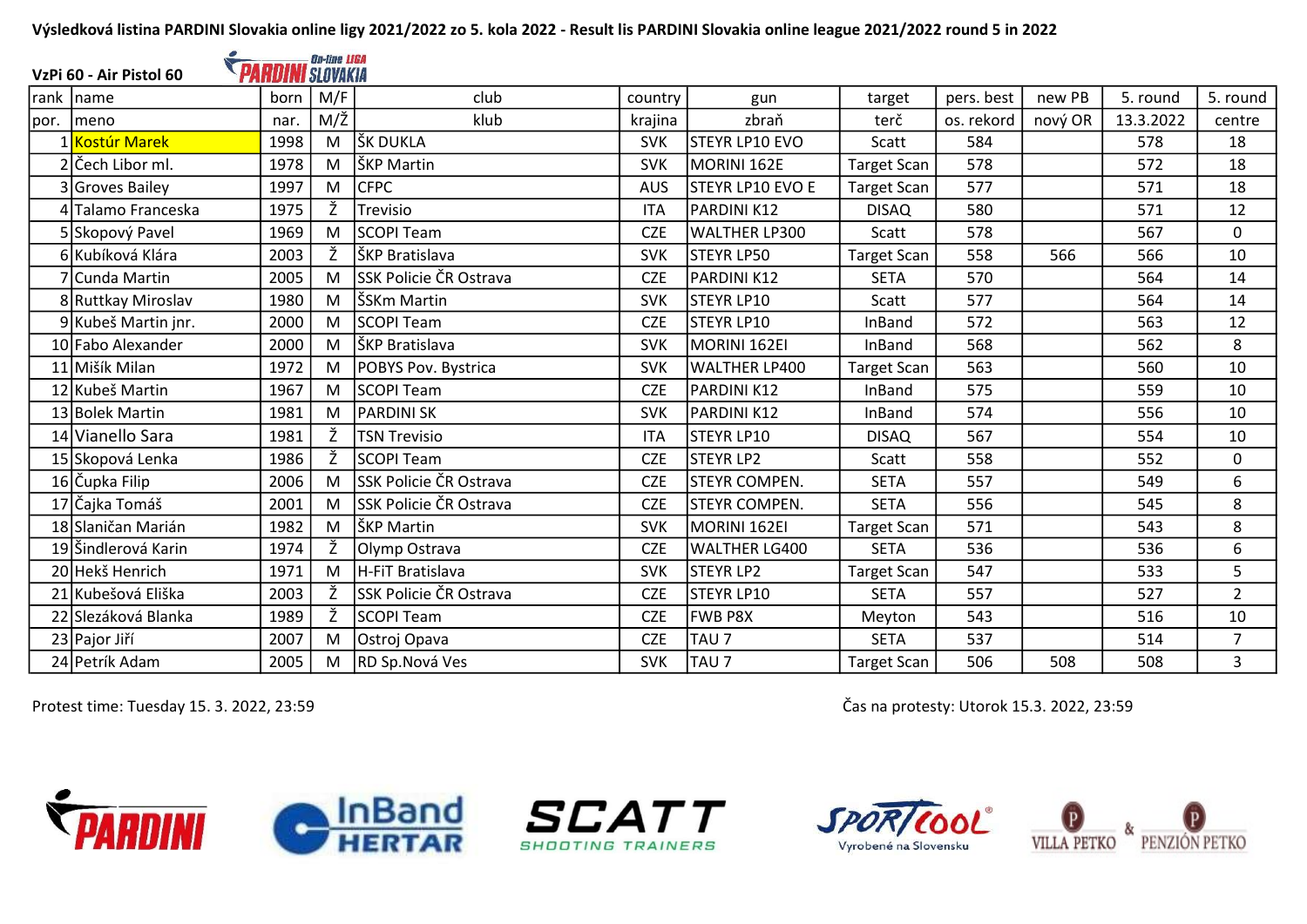**Výsledková listina PARDINI Slovakia online ligy 2021/2022 zo 5. kola 2022 - Result lis PARDINI Slovakia online league 2021/2022 round 5 in 2022**

**VzPi 60 - Air Pistol 60**

| rank | name | born | M/F | club | country | gun | target | pers. best | new PB | 5. round | 5. round |
|---|---|---|---|---|---|---|---|---|---|---|---|
| por. | meno | nar. | M/Ž | klub | krajina | zbraň | terč | os. rekord | nový OR | 13.3.2022 | centre |
| 1 | Kostúr Marek | 1998 | M | ŠK DUKLA | SVK | STEYR LP10 EVO | Scatt | 584 | | 578 | 18 |
| 2 | Čech Libor ml. | 1978 | M | ŠKP Martin | SVK | MORINI 162E | Target Scan | 578 | | 572 | 18 |
| 3 | Groves Bailey | 1997 | M | CFPC | AUS | STEYR LP10 EVO E | Target Scan | 577 | | 571 | 18 |
| 4 | Talamo Franceska | 1975 | Ž | Trevisio | ITA | PARDINI K12 | DISAQ | 580 | | 571 | 12 |
| 5 | Skopový Pavel | 1969 | M | SCOPI Team | CZE | WALTHER LP300 | Scatt | 578 | | 567 | 0 |
| 6 | Kubíková Klára | 2003 | Ž | ŠKP Bratislava | SVK | STEYR LP50 | Target Scan | 558 | 566 | 566 | 10 |
| 7 | Cunda Martin | 2005 | M | SSK Policie ČR Ostrava | CZE | PARDINI K12 | SETA | 570 | | 564 | 14 |
| 8 | Ruttkay Miroslav | 1980 | M | ŠSKm Martin | SVK | STEYR LP10 | Scatt | 577 | | 564 | 14 |
| 9 | Kubeš Martin jnr. | 2000 | M | SCOPI Team | CZE | STEYR LP10 | InBand | 572 | | 563 | 12 |
| 10 | Fabo Alexander | 2000 | M | ŠKP Bratislava | SVK | MORINI 162EI | InBand | 568 | | 562 | 8 |
| 11 | Mišík Milan | 1972 | M | POBYS Pov. Bystrica | SVK | WALTHER LP400 | Target Scan | 563 | | 560 | 10 |
| 12 | Kubeš Martin | 1967 | M | SCOPI Team | CZE | PARDINI K12 | InBand | 575 | | 559 | 10 |
| 13 | Bolek Martin | 1981 | M | PARDINI SK | SVK | PARDINI K12 | InBand | 574 | | 556 | 10 |
| 14 | Vianello Sara | 1981 | Ž | TSN Trevisio | ITA | STEYR LP10 | DISAQ | 567 | | 554 | 10 |
| 15 | Skopová Lenka | 1986 | Ž | SCOPI Team | CZE | STEYR LP2 | Scatt | 558 | | 552 | 0 |
| 16 | Čupka Filip | 2006 | M | SSK Policie ČR Ostrava | CZE | STEYR COMPEN. | SETA | 557 | | 549 | 6 |
| 17 | Čajka Tomáš | 2001 | M | SSK Policie ČR Ostrava | CZE | STEYR COMPEN. | SETA | 556 | | 545 | 8 |
| 18 | Slaničan Marián | 1982 | M | ŠKP Martin | SVK | MORINI 162EI | Target Scan | 571 | | 543 | 8 |
| 19 | Šindlerová Karin | 1974 | Ž | Olymp Ostrava | CZE | WALTHER LG400 | SETA | 536 | | 536 | 6 |
| 20 | Hekš Henrich | 1971 | M | H-FiT Bratislava | SVK | STEYR LP2 | Target Scan | 547 | | 533 | 5 |
| 21 | Kubešová Eliška | 2003 | Ž | SSK Policie ČR Ostrava | CZE | STEYR LP10 | SETA | 557 | | 527 | 2 |
| 22 | Slezáková Blanka | 1989 | Ž | SCOPI Team | CZE | FWB P8X | Meyton | 543 | | 516 | 10 |
| 23 | Pajor Jiří | 2007 | M | Ostroj Opava | CZE | TAU 7 | SETA | 537 | | 514 | 7 |
| 24 | Petrík Adam | 2005 | M | RD Sp.Nová Ves | SVK | TAU 7 | Target Scan | 506 | 508 | 508 | 3 |

Protest time: Tuesday 15. 3. 2022, 23:59

Čas na protesty: Utorok 15.3. 2022, 23:59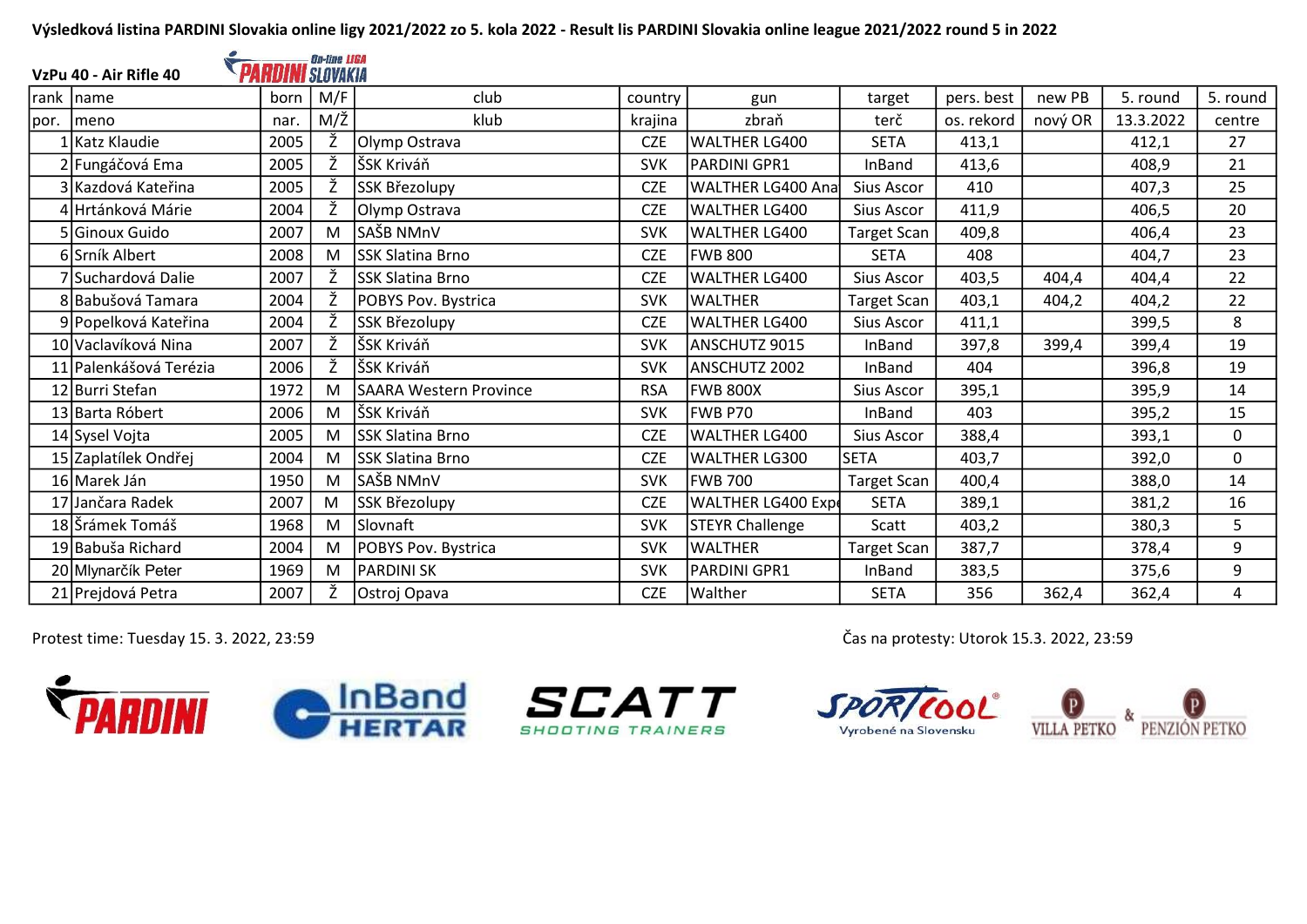**Výsledková listina PARDINI Slovakia online ligy 2021/2022 zo 5. kola 2022 - Result lis PARDINI Slovakia online league 2021/2022 round 5 in 2022**

**VzPu 40 - Air Rifle 40**

| rank | name | born | M/F | club | country | gun | target | pers. best | new PB | 5. round | 5. round |
|---|---|---|---|---|---|---|---|---|---|---|---|
| por. | meno | nar. | M/Ž | klub | krajina | zbraň | terč | os. rekord | nový OR | 13.3.2022 | centre |
| 1 | Katz Klaudie | 2005 | Ž | Olymp Ostrava | CZE | WALTHER LG400 | SETA | 413,1 | | 412,1 | 27 |
| 2 | Fungáčová Ema | 2005 | Ž | ŠSK Kriváň | SVK | PARDINI GPR1 | InBand | 413,6 | | 408,9 | 21 |
| 3 | Kazdová Kateřina | 2005 | Ž | SSK Březolupy | CZE | WALTHER LG400 Ana | Sius Ascor | 410 | | 407,3 | 25 |
| 4 | Hrtánková Márie | 2004 | Ž | Olymp Ostrava | CZE | WALTHER LG400 | Sius Ascor | 411,9 | | 406,5 | 20 |
| 5 | Ginoux Guido | 2007 | M | SAŠB NMnV | SVK | WALTHER LG400 | Target Scan | 409,8 | | 406,4 | 23 |
| 6 | Srník Albert | 2008 | M | SSK Slatina Brno | CZE | FWB 800 | SETA | 408 | | 404,7 | 23 |
| 7 | Suchardová Dalie | 2007 | Ž | SSK Slatina Brno | CZE | WALTHER LG400 | Sius Ascor | 403,5 | 404,4 | 404,4 | 22 |
| 8 | Babušová Tamara | 2004 | Ž | POBYS Pov. Bystrica | SVK | WALTHER | Target Scan | 403,1 | 404,2 | 404,2 | 22 |
| 9 | Popelková Kateřina | 2004 | Ž | SSK Březolupy | CZE | WALTHER LG400 | Sius Ascor | 411,1 | | 399,5 | 8 |
| 10 | Vaclavíková Nina | 2007 | Ž | ŠSK Kriváň | SVK | ANSCHUTZ 9015 | InBand | 397,8 | 399,4 | 399,4 | 19 |
| 11 | Palenkášová Terézia | 2006 | Ž | ŠSK Kriváň | SVK | ANSCHUTZ 2002 | InBand | 404 | | 396,8 | 19 |
| 12 | Burri Stefan | 1972 | M | SAARA Western Province | RSA | FWB 800X | Sius Ascor | 395,1 | | 395,9 | 14 |
| 13 | Barta Róbert | 2006 | M | ŠSK Kriváň | SVK | FWB P70 | InBand | 403 | | 395,2 | 15 |
| 14 | Sysel Vojta | 2005 | M | SSK Slatina Brno | CZE | WALTHER LG400 | Sius Ascor | 388,4 | | 393,1 | 0 |
| 15 | Zaplatílek Ondřej | 2004 | M | SSK Slatina Brno | CZE | WALTHER LG300 | SETA | 403,7 | | 392,0 | 0 |
| 16 | Marek Ján | 1950 | M | SAŠB NMnV | SVK | FWB 700 | Target Scan | 400,4 | | 388,0 | 14 |
| 17 | Jančara Radek | 2007 | M | SSK Březolupy | CZE | WALTHER LG400 Exp | SETA | 389,1 | | 381,2 | 16 |
| 18 | Šrámek Tomáš | 1968 | M | Slovnaft | SVK | STEYR Challenge | Scatt | 403,2 | | 380,3 | 5 |
| 19 | Babuša Richard | 2004 | M | POBYS Pov. Bystrica | SVK | WALTHER | Target Scan | 387,7 | | 378,4 | 9 |
| 20 | Mlynarčík Peter | 1969 | M | PARDINI SK | SVK | PARDINI GPR1 | InBand | 383,5 | | 375,6 | 9 |
| 21 | Prejdová Petra | 2007 | Ž | Ostroj Opava | CZE | Walther | SETA | 356 | 362,4 | 362,4 | 4 |

Protest time: Tuesday 15. 3. 2022, 23:59

Čas na protesty: Utorok 15.3. 2022, 23:59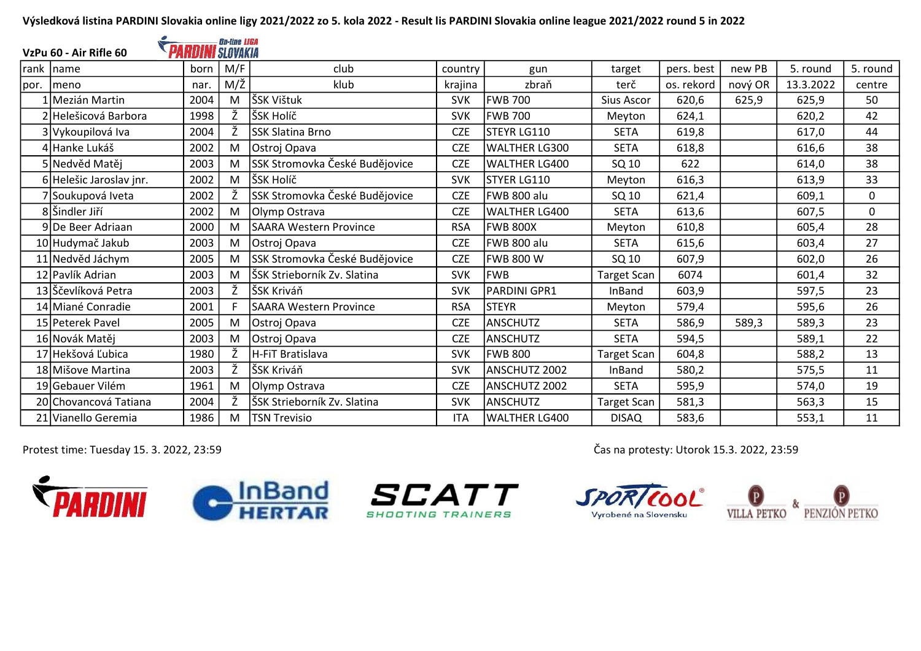**Výsledková listina PARDINI Slovakia online ligy 2021/2022 zo 5. kola 2022 - Result lis PARDINI Slovakia online league 2021/2022 round 5 in 2022**

**VzPu 60 - Air Rifle 60**

| rank | name | born | M/F | club | country | gun | target | pers. best | new PB | 5. round | 5. round |
|---|---|---|---|---|---|---|---|---|---|---|---|
| por. | meno | nar. | M/Ž | klub | krajina | zbraň | terč | os. rekord | nový OR | 13.3.2022 | centre |
| 1 | Mezián Martin | 2004 | M | ŠSK Vištuk | SVK | FWB 700 | Sius Ascor | 620,6 | 625,9 | 625,9 | 50 |
| 2 | Helešicová Barbora | 1998 | Ž | ŠSK Holíč | SVK | FWB 700 | Meyton | 624,1 | | 620,2 | 42 |
| 3 | Vykoupilová Iva | 2004 | Ž | SSK Slatina Brno | CZE | STEYR LG110 | SETA | 619,8 | | 617,0 | 44 |
| 4 | Hanke Lukáš | 2002 | M | Ostroj Opava | CZE | WALTHER LG300 | SETA | 618,8 | | 616,6 | 38 |
| 5 | Nedvěd Matěj | 2003 | M | SSK Stromovka České Budějovice | CZE | WALTHER LG400 | SQ 10 | 622 | | 614,0 | 38 |
| 6 | Helešic Jaroslav jnr. | 2002 | M | ŠSK Holíč | SVK | STYER LG110 | Meyton | 616,3 | | 613,9 | 33 |
| 7 | Soukupová Iveta | 2002 | Ž | SSK Stromovka České Budějovice | CZE | FWB 800 alu | SQ 10 | 621,4 | | 609,1 | 0 |
| 8 | Šindler Jiří | 2002 | M | Olymp Ostrava | CZE | WALTHER LG400 | SETA | 613,6 | | 607,5 | 0 |
| 9 | De Beer Adriaan | 2000 | M | SAARA Western Province | RSA | FWB 800X | Meyton | 610,8 | | 605,4 | 28 |
| 10 | Hudymač Jakub | 2003 | M | Ostroj Opava | CZE | FWB 800 alu | SETA | 615,6 | | 603,4 | 27 |
| 11 | Nedvěd Jáchym | 2005 | M | SSK Stromovka České Budějovice | CZE | FWB 800 W | SQ 10 | 607,9 | | 602,0 | 26 |
| 12 | Pavlík Adrian | 2003 | M | ŠSK Strieborník Zv. Slatina | SVK | FWB | Target Scan | 6074 | | 601,4 | 32 |
| 13 | Ščevlíková Petra | 2003 | Ž | ŠSK Kriváň | SVK | PARDINI GPR1 | InBand | 603,9 | | 597,5 | 23 |
| 14 | Miané Conradie | 2001 | F | SAARA Western Province | RSA | STEYR | Meyton | 579,4 | | 595,6 | 26 |
| 15 | Peterek Pavel | 2005 | M | Ostroj Opava | CZE | ANSCHUTZ | SETA | 586,9 | 589,3 | 589,3 | 23 |
| 16 | Novák Matěj | 2003 | M | Ostroj Opava | CZE | ANSCHUTZ | SETA | 594,5 | | 589,1 | 22 |
| 17 | Hekšová Ľubica | 1980 | Ž | H-FiT Bratislava | SVK | FWB 800 | Target Scan | 604,8 | | 588,2 | 13 |
| 18 | Mišove Martina | 2003 | Ž | ŠSK Kriváň | SVK | ANSCHUTZ 2002 | InBand | 580,2 | | 575,5 | 11 |
| 19 | Gebauer Vilém | 1961 | M | Olymp Ostrava | CZE | ANSCHUTZ 2002 | SETA | 595,9 | | 574,0 | 19 |
| 20 | Chovancová Tatiana | 2004 | Ž | ŠSK Strieborník Zv. Slatina | SVK | ANSCHUTZ | Target Scan | 581,3 | | 563,3 | 15 |
| 21 | Vianello Geremia | 1986 | M | TSN Trevisio | ITA | WALTHER LG400 | DISAQ | 583,6 | | 553,1 | 11 |

Protest time: Tuesday 15. 3. 2022, 23:59

Čas na protesty: Utorok 15.3. 2022, 23:59